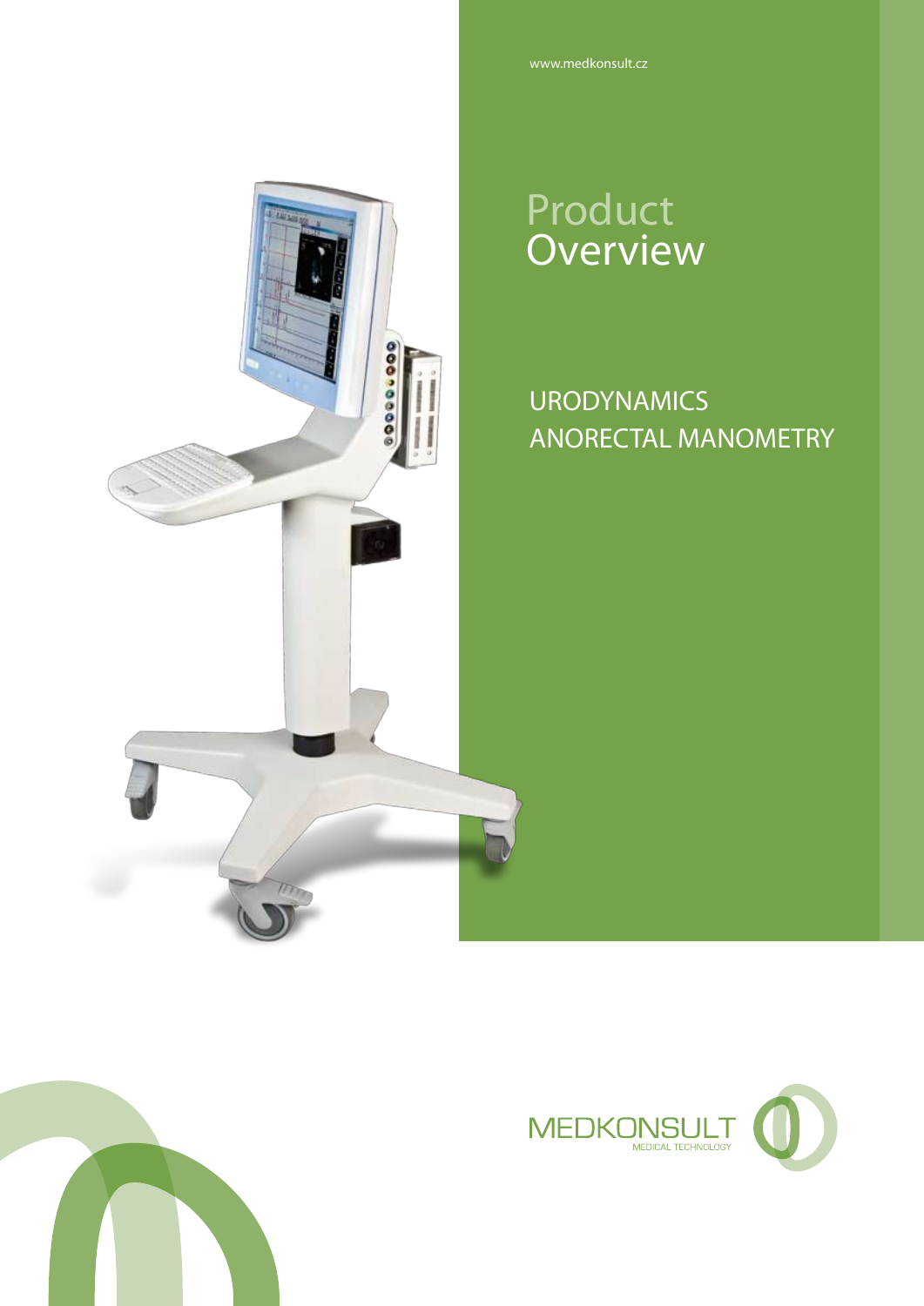www.medkonsult.cz

# Product Overview

## URODYNAMICS
## ANORECTAL MANOMETRY

MEDKONSULT
MEDICAL TECHNOLOGY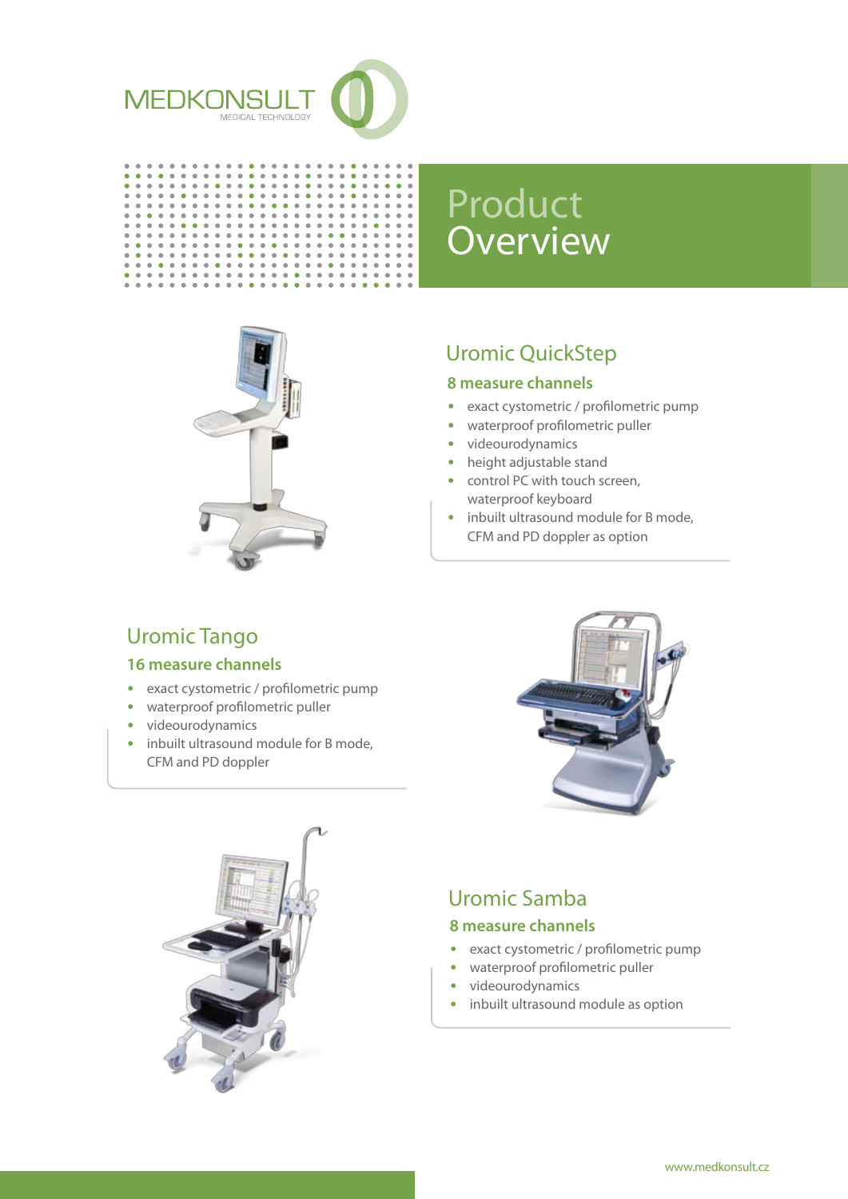MEDKONSULT
MEDICAL TECHNOLOGY

# Product Overview

## Uromic QuickStep

### 8 measure channels

- exact cystometric / profilometric pump
- waterproof profilometric puller
- videourodynamics
- height adjustable stand
- control PC with touch screen, waterproof keyboard
- inbuilt ultrasound module for B mode, CFM and PD doppler as option

## Uromic Tango

### 16 measure channels

- exact cystometric / profilometric pump
- waterproof profilometric puller
- videourodynamics
- inbuilt ultrasound module for B mode, CFM and PD doppler

## Uromic Samba

### 8 measure channels

- exact cystometric / profilometric pump
- waterproof profilometric puller
- videourodynamics
- inbuilt ultrasound module as option

www.medkonsult.cz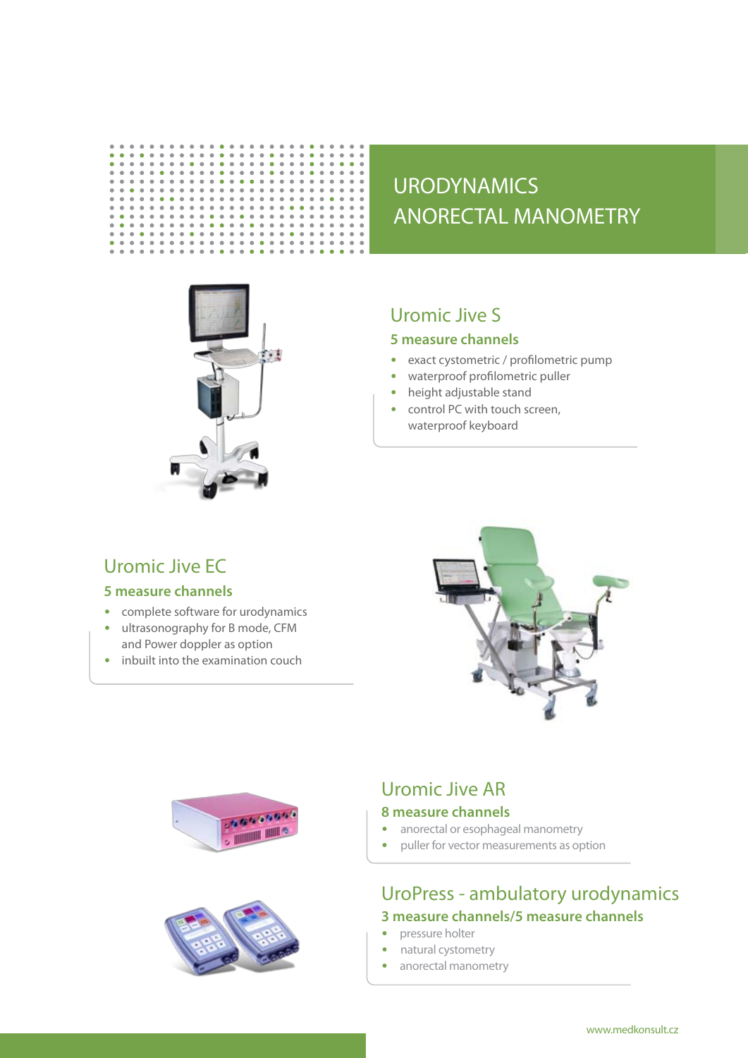# UROMETRY

# URODYNAMICS ANORECTAL MANOMETRY

## Uromic Jive S

### 5 measure channels

- exact cystometric / profilometric pump
- waterproof profilometric puller
- height adjustable stand
- control PC with touch screen, waterproof keyboard

## Uromic Jive EC

### 5 measure channels

- complete software for urodynamics
- ultrasonography for B mode, CFM and Power doppler as option
- inbuilt into the examination couch

## Uromic Jive AR

### 8 measure channels

- anorectal or esophageal manometry
- puller for vector measurements as option

## UroPress - ambulatory urodynamics

### 3 measure channels/5 measure channels

- pressure holter
- natural cystometry
- anorectal manometry

www.medkonsult.cz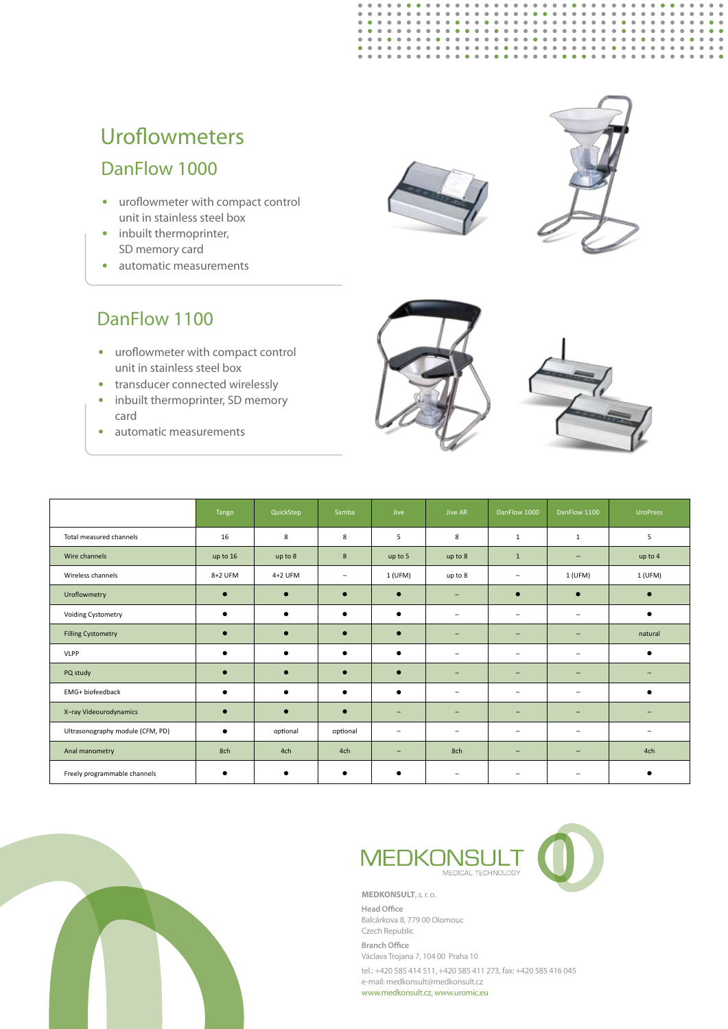# Uroflowmeters

## DanFlow 1000

- uroflowmeter with compact control unit in stainless steel box
- inbuilt thermoprinter, SD memory card
- automatic measurements

## DanFlow 1100

- uroflowmeter with compact control unit in stainless steel box
- transducer connected wirelessly
- inbuilt thermoprinter, SD memory card
- automatic measurements

| | Tango | QuickStep | Samba | Jive | Jive AR | DanFlow 1000 | DanFlow 1100 | UroPress |
|---|---|---|---|---|---|---|---|---|
| Total measured channels | 16 | 8 | 8 | 5 | 8 | 1 | 1 | 5 |
| Wire channels | up to 16 | up to 8 | 8 | up to 5 | up to 8 | 1 | – | up to 4 |
| Wireless channels | 8+2 UFM | 4+2 UFM | – | 1 (UFM) | up to 8 | – | 1 (UFM) | 1 (UFM) |
| Uroflowmetry | ● | ● | ● | ● | – | ● | ● | ● |
| Voiding Cystometry | ● | ● | ● | ● | – | – | – | ● |
| Filling Cystometry | ● | ● | ● | ● | – | – | – | natural |
| VLPP | ● | ● | ● | ● | – | – | – | ● |
| PQ study | ● | ● | ● | ● | – | – | – | – |
| EMG+ biofeedback | ● | ● | ● | ● | – | – | – | ● |
| X-ray Videourodynamics | ● | ● | ● | – | – | – | – | – |
| Ultrasonography module (CFM, PD) | ● | optional | optional | – | – | – | – | – |
| Anal manometry | 8ch | 4ch | 4ch | – | 8ch | – | – | 4ch |
| Freely programmable channels | ● | ● | ● | ● | – | – | – | ● |

MEDKONSULT
MEDICAL TECHNOLOGY

**MEDKONSULT**, s. r. o.

**Head Office**
Balcárkova 8, 779 00 Olomouc
Czech Republic

**Branch Office**
Václava Trojana 7, 104 00 Praha 10

tel.: +420 585 414 511, +420 585 411 273, fax: +420 585 416 045
e-mail: medkonsult@medkonsult.cz
www.medkonsult.cz, www.uromic.eu